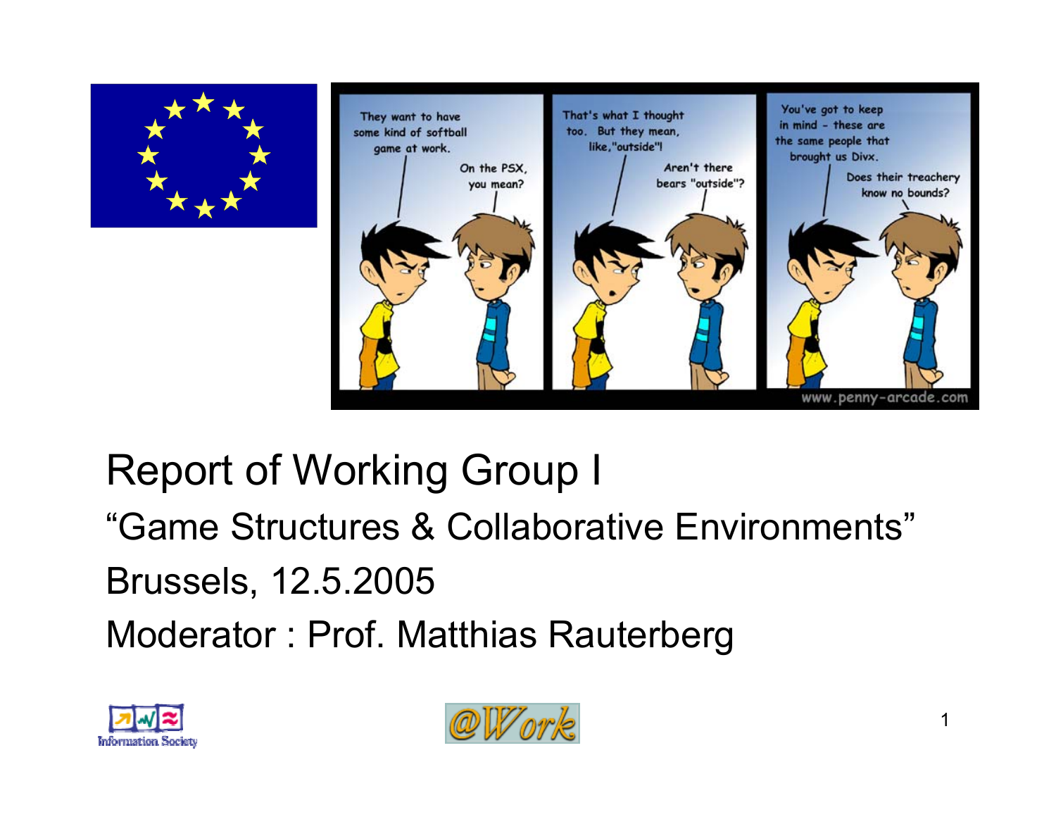# Report of Working Group I

“Game Structures & Collaborative Environments”

Brussels, 12.5.2005

Moderator : Prof. Matthias Rauterberg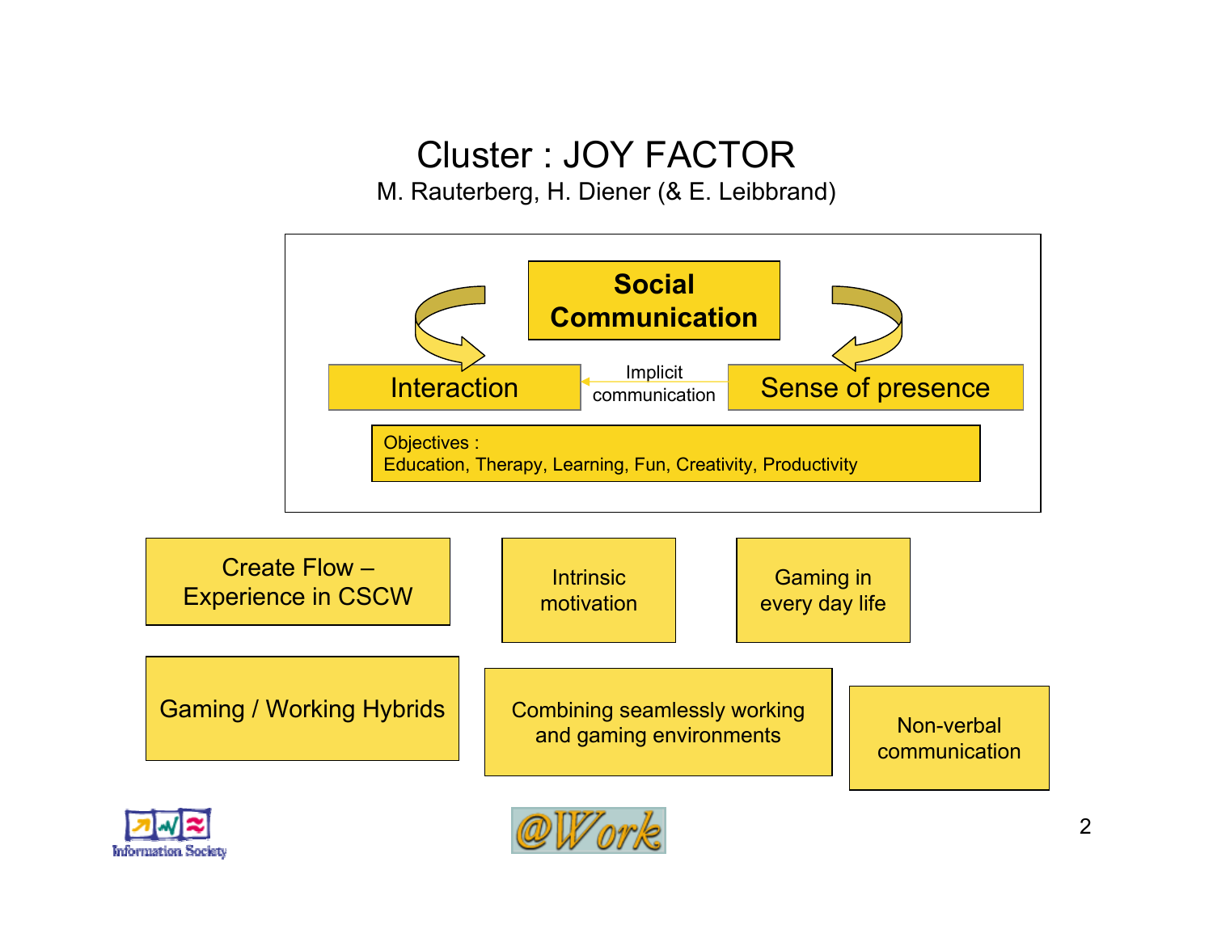# Cluster : JOY FACTOR

M. Rauterberg, H. Diener (& E. Leibbrand)

**Social Communication**

Interaction — Implicit communication — Sense of presence

Objectives :
Education, Therapy, Learning, Fun, Creativity, Productivity

Create Flow – Experience in CSCW

Intrinsic motivation

Gaming in every day life

Gaming / Working Hybrids

Combining seamlessly working and gaming environments

Non-verbal communication

Information Society

@Work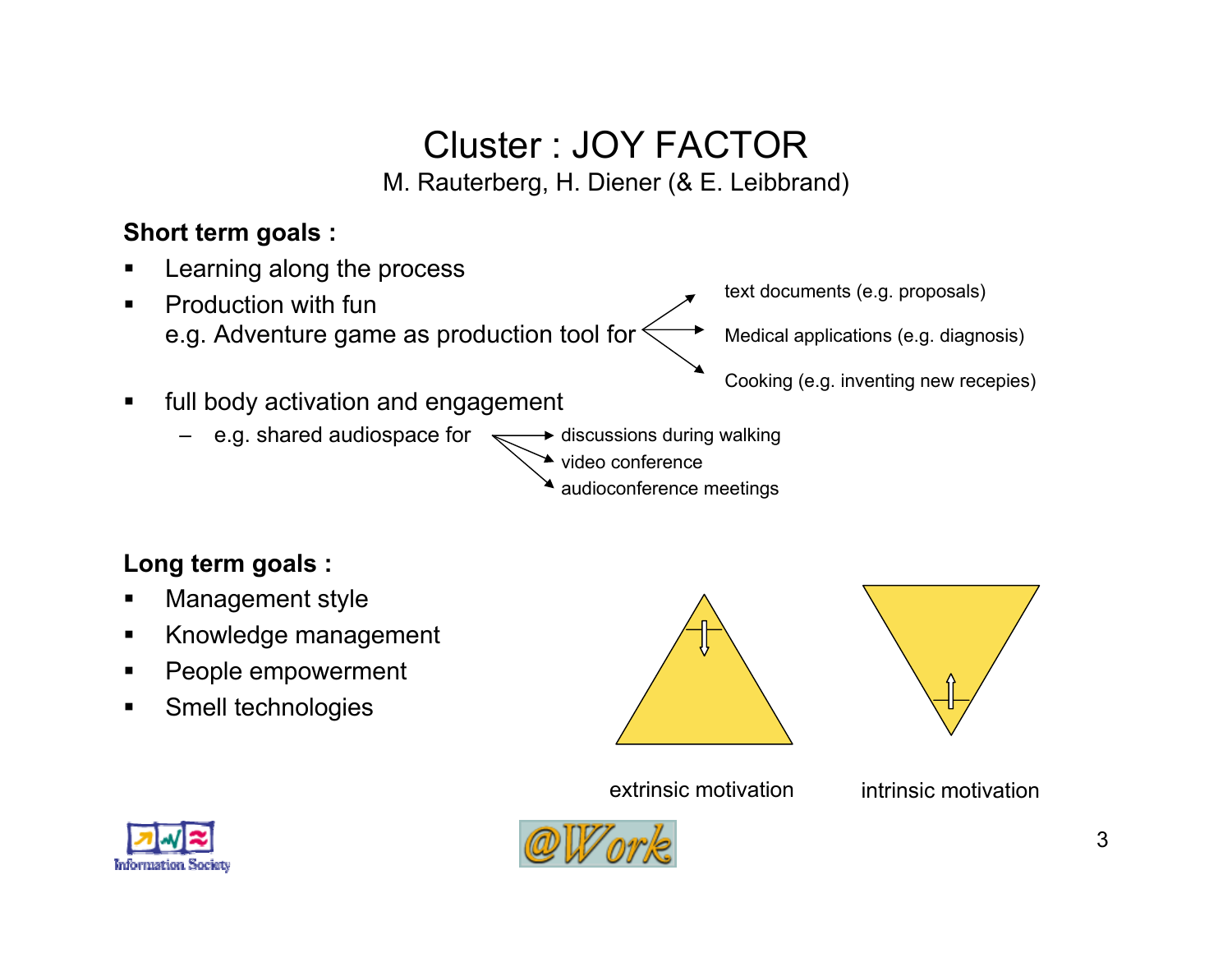# Cluster : JOY FACTOR

M. Rauterberg, H. Diener (& E. Leibbrand)

**Short term goals :**

- Learning along the process
- Production with fun
  e.g. Adventure game as production tool for
  - text documents (e.g. proposals)
  - Medical applications (e.g. diagnosis)
  - Cooking (e.g. inventing new recepies)
- full body activation and engagement
  - e.g. shared audiospace for
    - discussions during walking
    - video conference
    - audioconference meetings

**Long term goals :**

- Management style
- Knowledge management
- People empowerment
- Smell technologies

extrinsic motivation

intrinsic motivation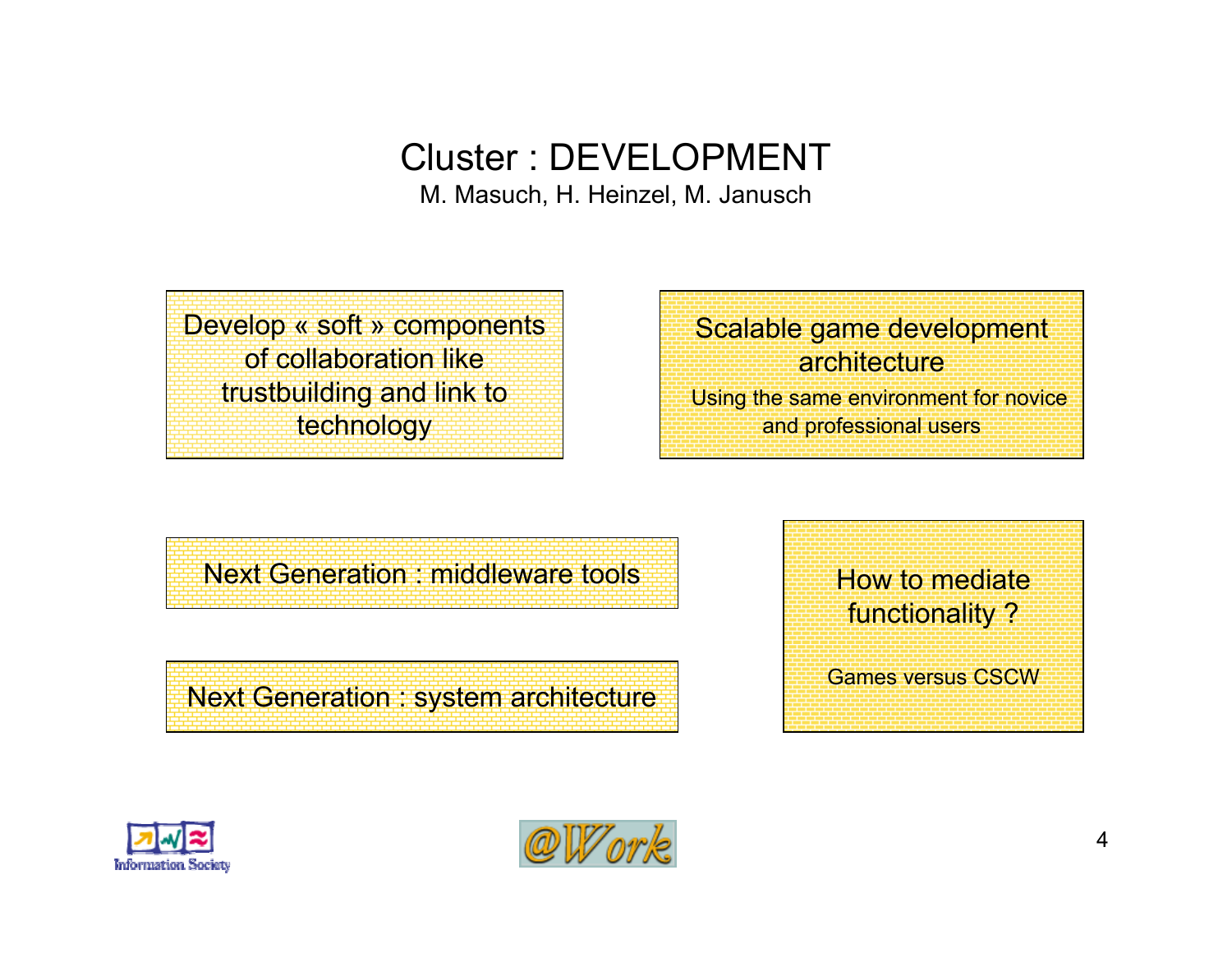# Cluster : DEVELOPMENT

M. Masuch, H. Heinzel, M. Janusch

Develop « soft » components of collaboration like trustbuilding and link to technology

Scalable game development architecture

Using the same environment for novice and professional users

Next Generation : middleware tools

Next Generation : system architecture

How to mediate functionality ?

Games versus CSCW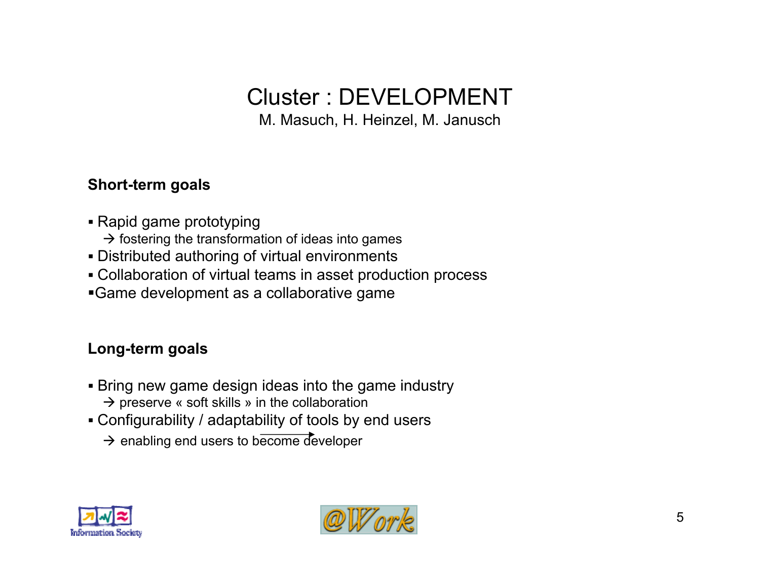# Cluster : DEVELOPMENT

M. Masuch, H. Heinzel, M. Janusch

**Short-term goals**

- Rapid game prototyping
  → fostering the transformation of ideas into games
- Distributed authoring of virtual environments
- Collaboration of virtual teams in asset production process
- Game development as a collaborative game

**Long-term goals**

- Bring new game design ideas into the game industry
  → preserve « soft skills » in the collaboration
- Configurability / adaptability of tools by end users
  → enabling end users to become developer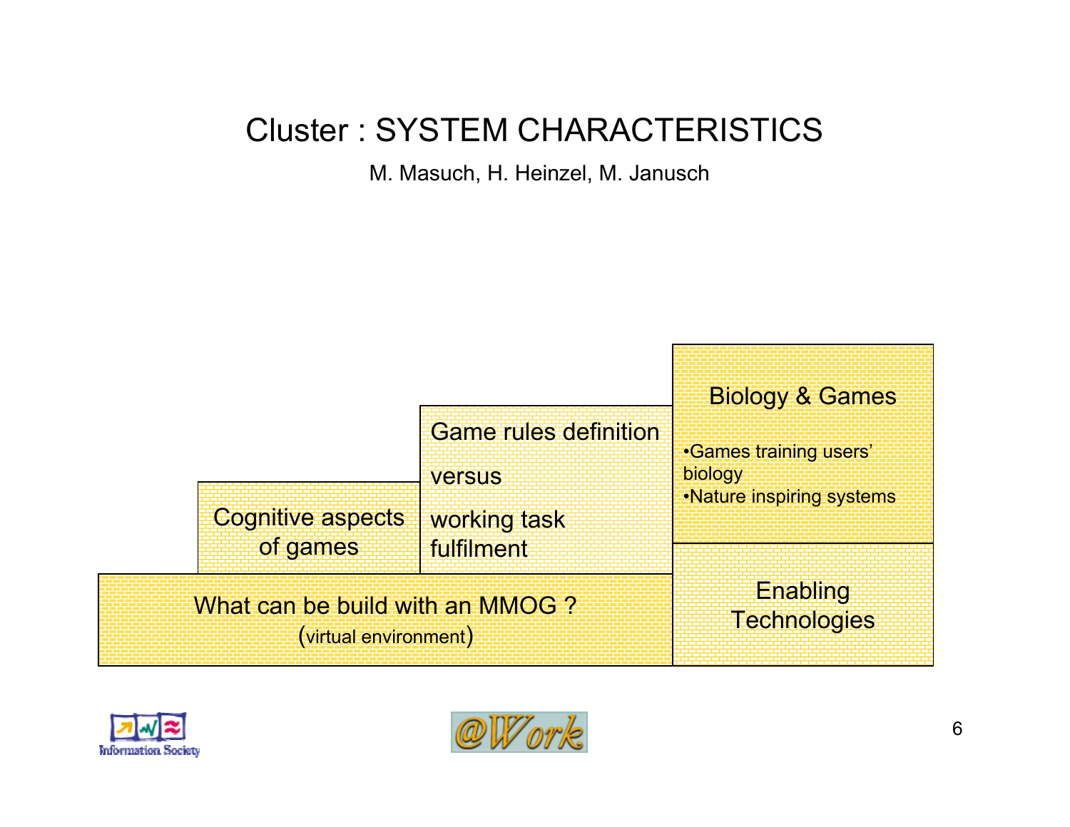# Cluster : SYSTEM CHARACTERISTICS

M. Masuch, H. Heinzel, M. Janusch

Biology & Games

- Games training users' biology
- Nature inspiring systems

Game rules definition

versus

working task fulfilment

Cognitive aspects of games

What can be build with an MMOG ?
(virtual environment)

Enabling Technologies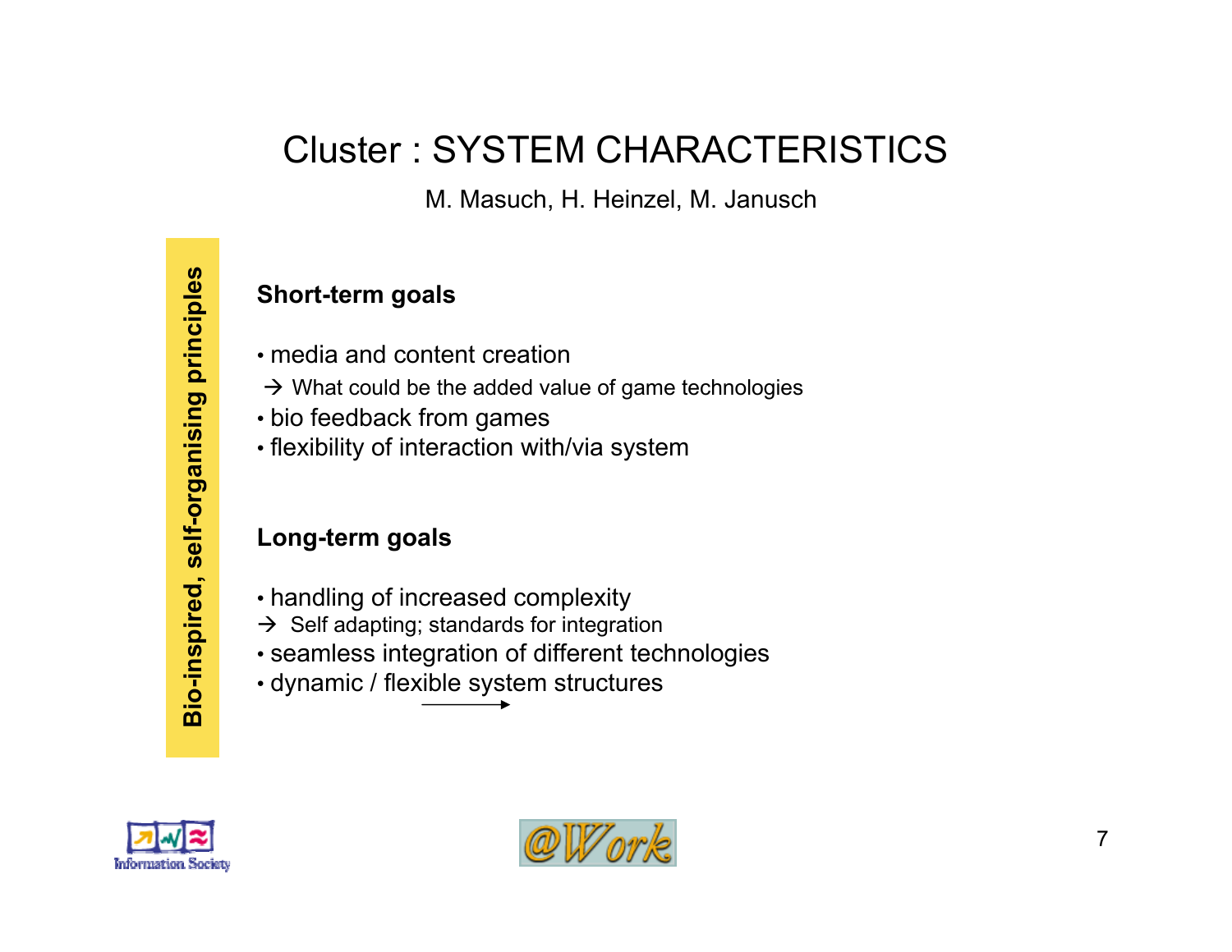# Cluster : SYSTEM CHARACTERISTICS

M. Masuch, H. Heinzel, M. Janusch

**Bio-inspired, self-organising principles**

**Short-term goals**

- media and content creation
  → What could be the added value of game technologies
- bio feedback from games
- flexibility of interaction with/via system

**Long-term goals**

- handling of increased complexity
  → Self adapting; standards for integration
- seamless integration of different technologies
- dynamic / flexible system structures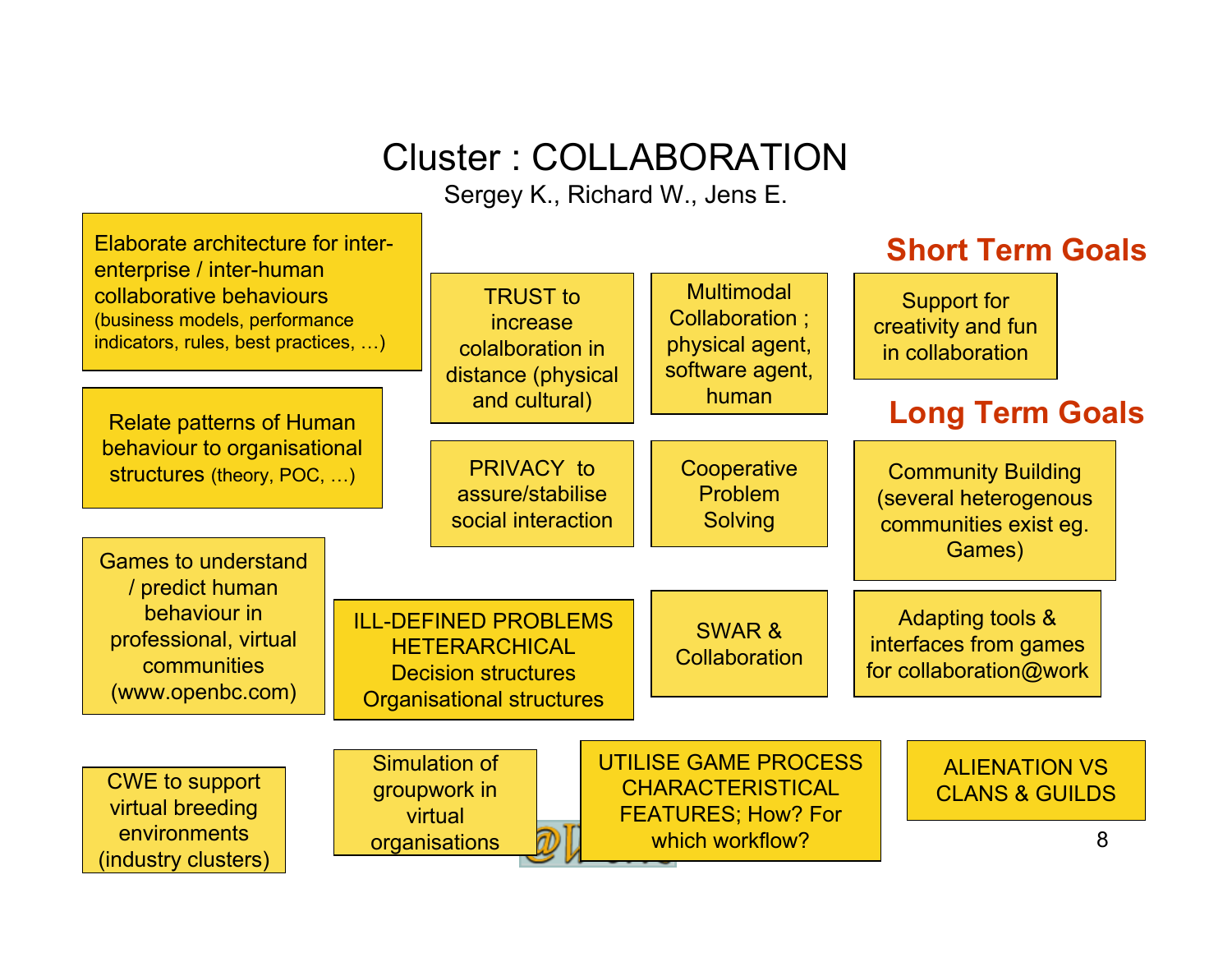# Cluster : COLLABORATION

Sergey K., Richard W., Jens E.

Elaborate architecture for inter-enterprise / inter-human collaborative behaviours (business models, performance indicators, rules, best practices, …)

TRUST to increase colalboration in distance (physical and cultural)

Multimodal Collaboration ; physical agent, software agent, human

## Short Term Goals

Support for creativity and fun in collaboration

Relate patterns of Human behaviour to organisational structures (theory, POC, …)

PRIVACY to assure/stabilise social interaction

Cooperative Problem Solving

## Long Term Goals

Community Building (several heterogenous communities exist eg. Games)

Games to understand / predict human behaviour in professional, virtual communities (www.openbc.com)

ILL-DEFINED PROBLEMS HETERARCHICAL Decision structures Organisational structures

SWAR & Collaboration

Adapting tools & interfaces from games for collaboration@work

CWE to support virtual breeding environments (industry clusters)

Simulation of groupwork in virtual organisations

UTILISE GAME PROCESS CHARACTERISTICAL FEATURES; How? For which workflow?

ALIENATION VS CLANS & GUILDS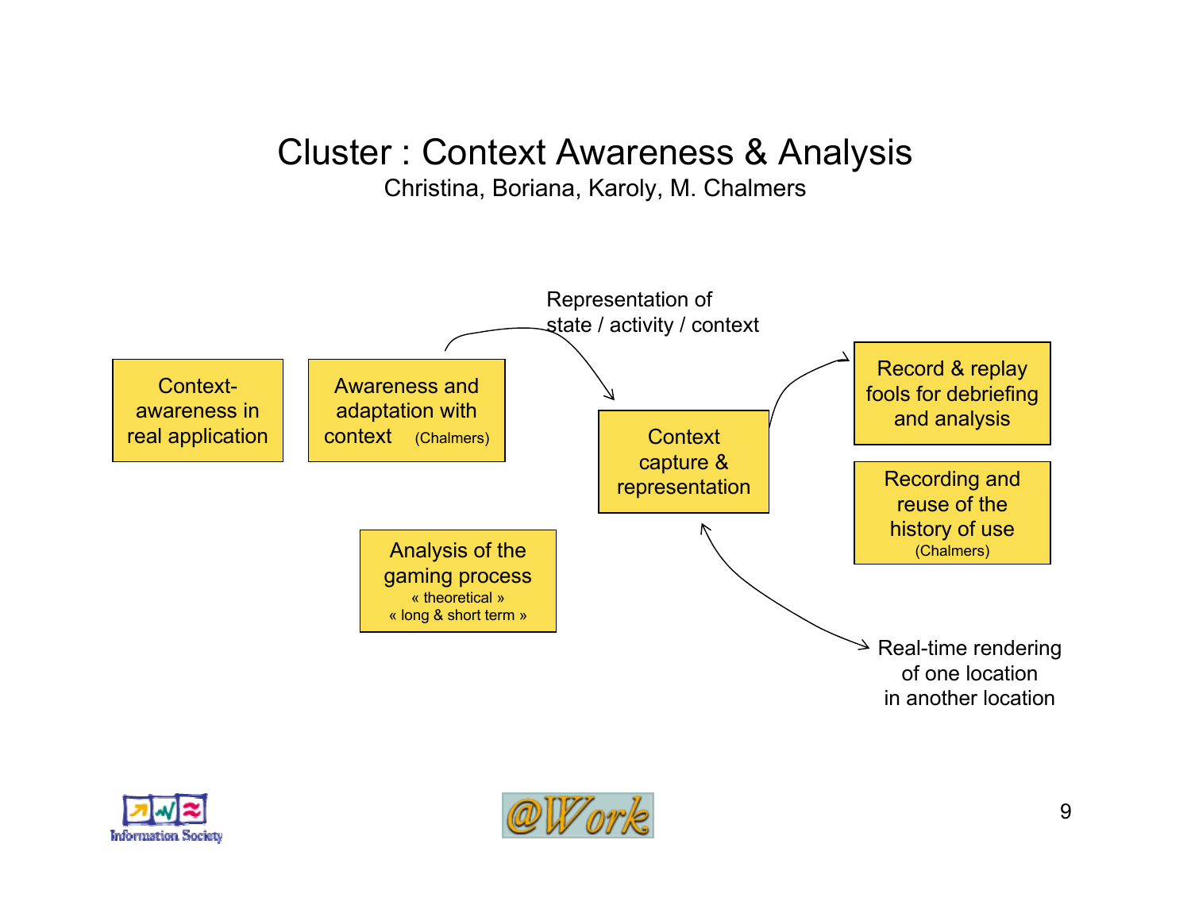# Cluster : Context Awareness & Analysis

Christina, Boriana, Karoly, M. Chalmers

Context-awareness in real application

Awareness and adaptation with context (Chalmers)

Representation of state / activity / context

Context capture & representation

Record & replay fools for debriefing and analysis

Recording and reuse of the history of use (Chalmers)

Analysis of the gaming process
« theoretical »
« long & short term »

Real-time rendering of one location in another location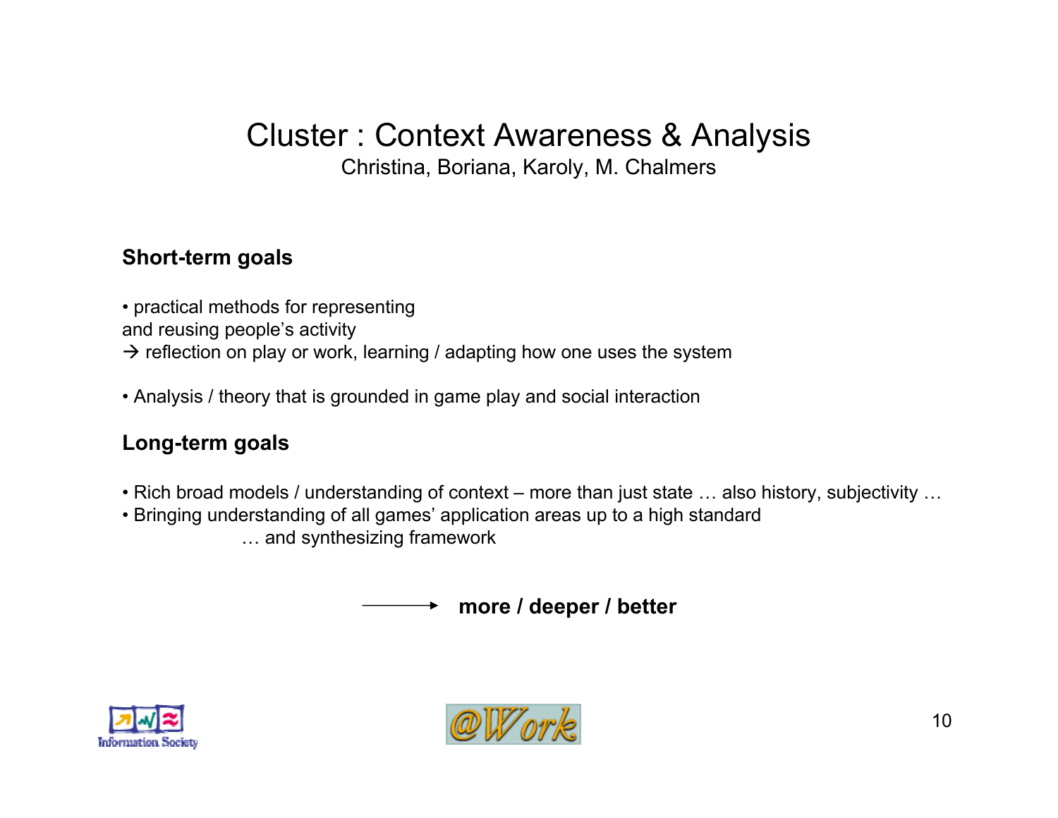# Cluster : Context Awareness & Analysis

Christina, Boriana, Karoly, M. Chalmers

**Short-term goals**

- practical methods for representing and reusing people's activity
  → reflection on play or work, learning / adapting how one uses the system

- Analysis / theory that is grounded in game play and social interaction

**Long-term goals**

- Rich broad models / understanding of context – more than just state … also history, subjectivity …
- Bringing understanding of all games' application areas up to a high standard
  … and synthesizing framework

→ **more / deeper / better**